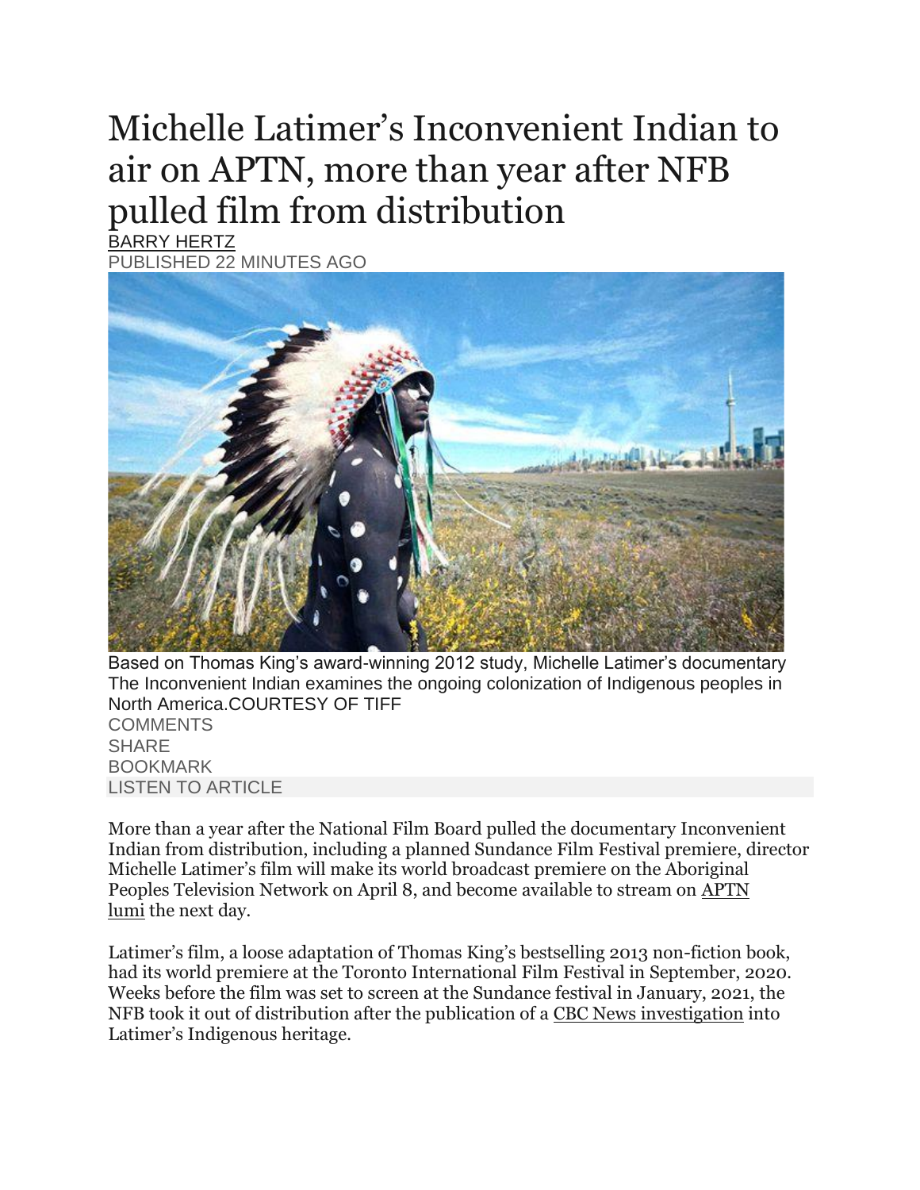# Michelle Latimer's Inconvenient Indian to air on APTN, more than year after NFB pulled film from distribution

BARRY HERTZ

PUBLISHED 22 MINUTES AGO

Based on Thomas King's award-winning 2012 study, Michelle Latimer's documentary The Inconvenient Indian examines the ongoing colonization of Indigenous peoples in North America.COURTESY OF TIFF

COMMENTS

SHARE

BOOKMARK

LISTEN TO ARTICLE

More than a year after the National Film Board pulled the documentary Inconvenient Indian from distribution, including a planned Sundance Film Festival premiere, director Michelle Latimer's film will make its world broadcast premiere on the Aboriginal Peoples Television Network on April 8, and become available to stream on APTN lumi the next day.

Latimer's film, a loose adaptation of Thomas King's bestselling 2013 non-fiction book, had its world premiere at the Toronto International Film Festival in September, 2020. Weeks before the film was set to screen at the Sundance festival in January, 2021, the NFB took it out of distribution after the publication of a CBC News investigation into Latimer's Indigenous heritage.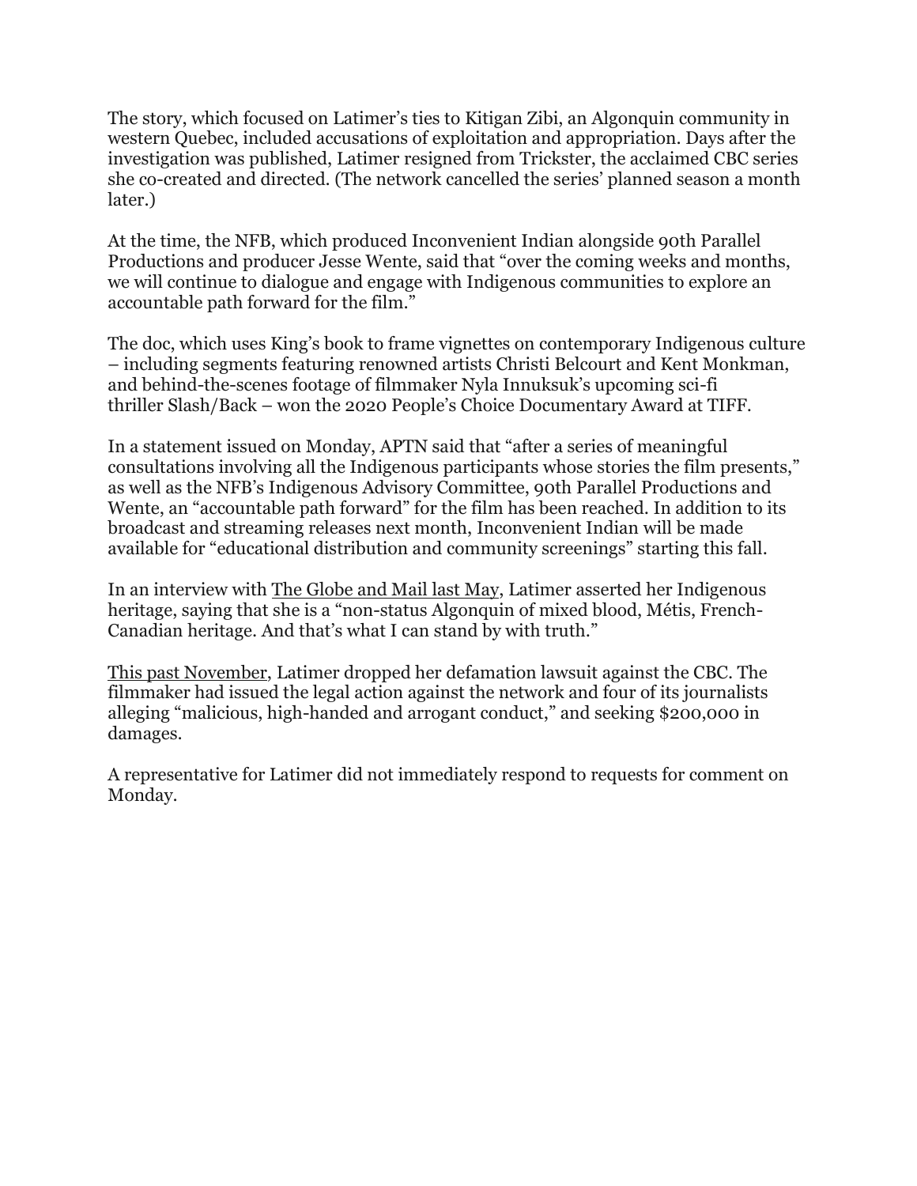The story, which focused on Latimer's ties to Kitigan Zibi, an Algonquin community in western Quebec, included accusations of exploitation and appropriation. Days after the investigation was published, Latimer resigned from Trickster, the acclaimed CBC series she co-created and directed. (The network cancelled the series' planned season a month later.)

At the time, the NFB, which produced Inconvenient Indian alongside 90th Parallel Productions and producer Jesse Wente, said that "over the coming weeks and months, we will continue to dialogue and engage with Indigenous communities to explore an accountable path forward for the film."

The doc, which uses King's book to frame vignettes on contemporary Indigenous culture – including segments featuring renowned artists Christi Belcourt and Kent Monkman, and behind-the-scenes footage of filmmaker Nyla Innuksuk's upcoming sci-fi thriller Slash/Back – won the 2020 People's Choice Documentary Award at TIFF.

In a statement issued on Monday, APTN said that "after a series of meaningful consultations involving all the Indigenous participants whose stories the film presents," as well as the NFB's Indigenous Advisory Committee, 90th Parallel Productions and Wente, an "accountable path forward" for the film has been reached. In addition to its broadcast and streaming releases next month, Inconvenient Indian will be made available for "educational distribution and community screenings" starting this fall.

In an interview with The Globe and Mail last May, Latimer asserted her Indigenous heritage, saying that she is a "non-status Algonquin of mixed blood, Métis, French-Canadian heritage. And that's what I can stand by with truth."

This past November, Latimer dropped her defamation lawsuit against the CBC. The filmmaker had issued the legal action against the network and four of its journalists alleging "malicious, high-handed and arrogant conduct," and seeking $200,000 in damages.

A representative for Latimer did not immediately respond to requests for comment on Monday.